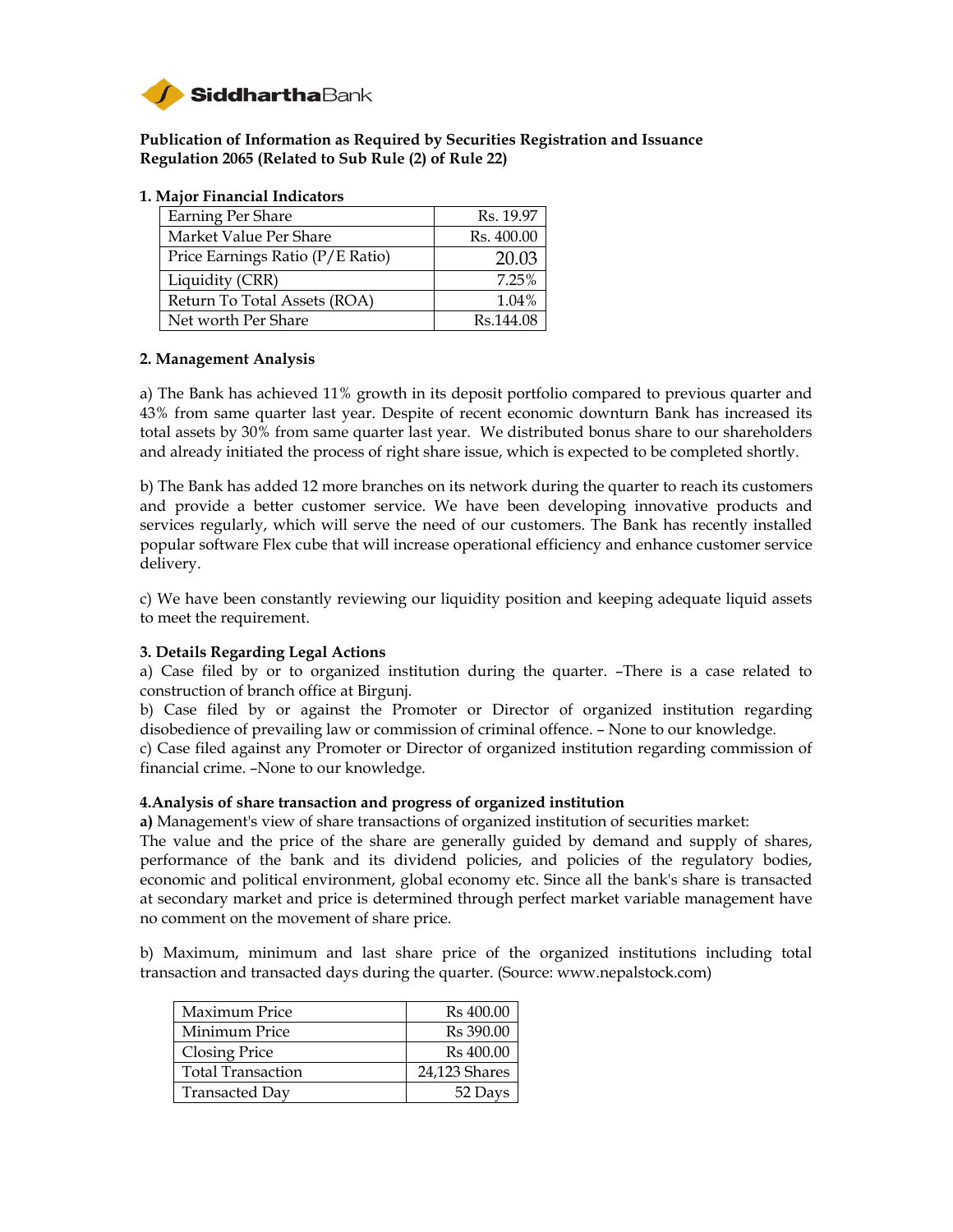**SiddharthaBank**

**Publication of Information as Required by Securities Registration and Issuance Regulation 2065 (Related to Sub Rule (2) of Rule 22)**

**1. Major Financial Indicators**

| | |
|---|---|
| Earning Per Share | Rs. 19.97 |
| Market Value Per Share | Rs. 400.00 |
| Price Earnings Ratio (P/E Ratio) | 20.03 |
| Liquidity (CRR) | 7.25% |
| Return To Total Assets (ROA) | 1.04% |
| Net worth Per Share | Rs.144.08 |

**2. Management Analysis**

a) The Bank has achieved 11% growth in its deposit portfolio compared to previous quarter and 43% from same quarter last year. Despite of recent economic downturn Bank has increased its total assets by 30% from same quarter last year. We distributed bonus share to our shareholders and already initiated the process of right share issue, which is expected to be completed shortly.

b) The Bank has added 12 more branches on its network during the quarter to reach its customers and provide a better customer service. We have been developing innovative products and services regularly, which will serve the need of our customers. The Bank has recently installed popular software Flex cube that will increase operational efficiency and enhance customer service delivery.

c) We have been constantly reviewing our liquidity position and keeping adequate liquid assets to meet the requirement.

**3. Details Regarding Legal Actions**

a) Case filed by or to organized institution during the quarter. –There is a case related to construction of branch office at Birgunj.
b) Case filed by or against the Promoter or Director of organized institution regarding disobedience of prevailing law or commission of criminal offence. – None to our knowledge.
c) Case filed against any Promoter or Director of organized institution regarding commission of financial crime. –None to our knowledge.

**4.Analysis of share transaction and progress of organized institution**

**a)** Management's view of share transactions of organized institution of securities market:
The value and the price of the share are generally guided by demand and supply of shares, performance of the bank and its dividend policies, and policies of the regulatory bodies, economic and political environment, global economy etc. Since all the bank's share is transacted at secondary market and price is determined through perfect market variable management have no comment on the movement of share price.

b) Maximum, minimum and last share price of the organized institutions including total transaction and transacted days during the quarter. (Source: www.nepalstock.com)

| | |
|---|---|
| Maximum Price | Rs 400.00 |
| Minimum Price | Rs 390.00 |
| Closing Price | Rs 400.00 |
| Total Transaction | 24,123 Shares |
| Transacted Day | 52 Days |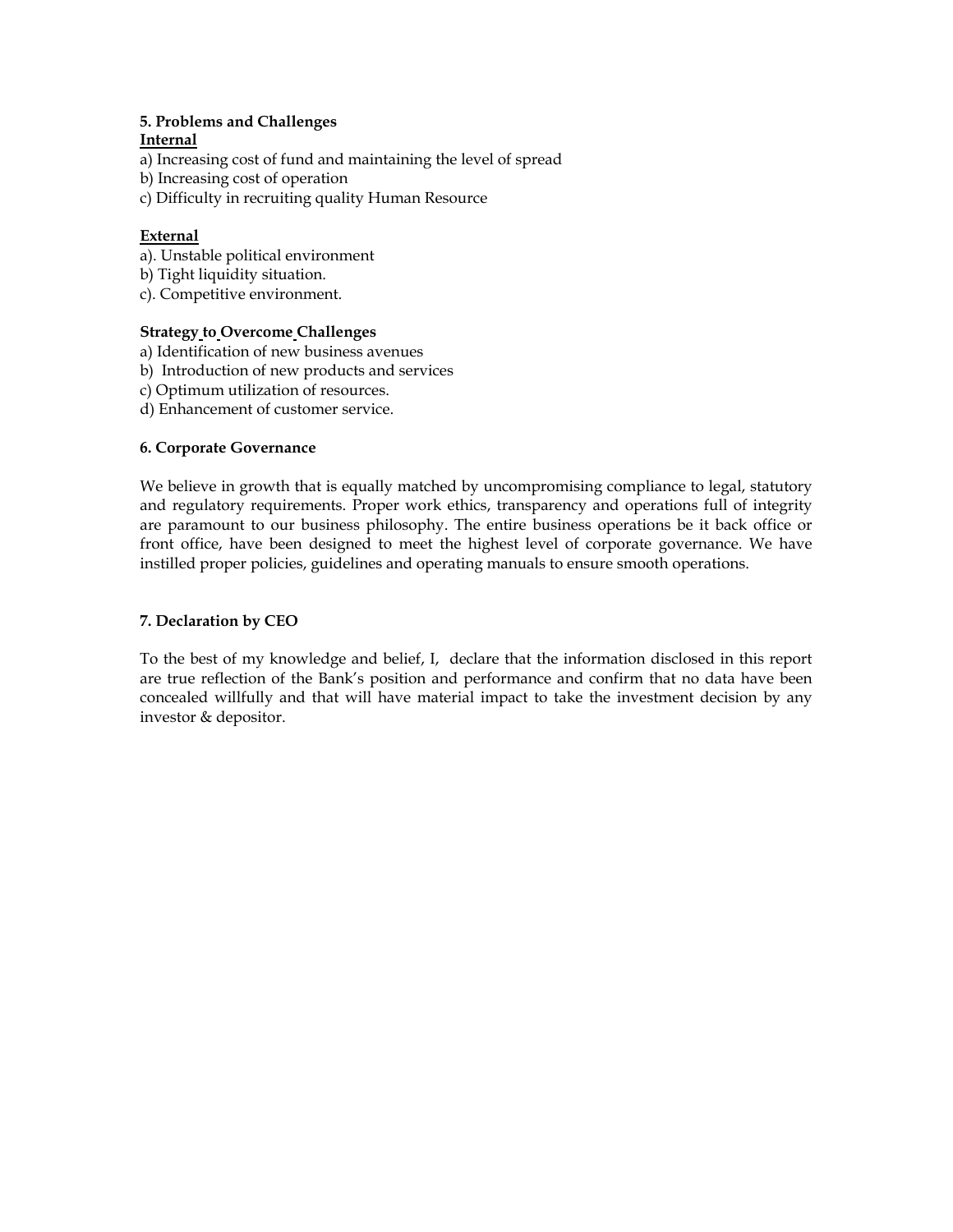**5. Problems and Challenges**

**Internal**

a) Increasing cost of fund and maintaining the level of spread
b) Increasing cost of operation
c) Difficulty in recruiting quality Human Resource

**External**

a). Unstable political environment
b) Tight liquidity situation.
c). Competitive environment.

**Strategy to Overcome Challenges**

a) Identification of new business avenues
b) Introduction of new products and services
c) Optimum utilization of resources.
d) Enhancement of customer service.

**6. Corporate Governance**

We believe in growth that is equally matched by uncompromising compliance to legal, statutory and regulatory requirements. Proper work ethics, transparency and operations full of integrity are paramount to our business philosophy. The entire business operations be it back office or front office, have been designed to meet the highest level of corporate governance. We have instilled proper policies, guidelines and operating manuals to ensure smooth operations.

**7. Declaration by CEO**

To the best of my knowledge and belief, I, declare that the information disclosed in this report are true reflection of the Bank's position and performance and confirm that no data have been concealed willfully and that will have material impact to take the investment decision by any investor & depositor.